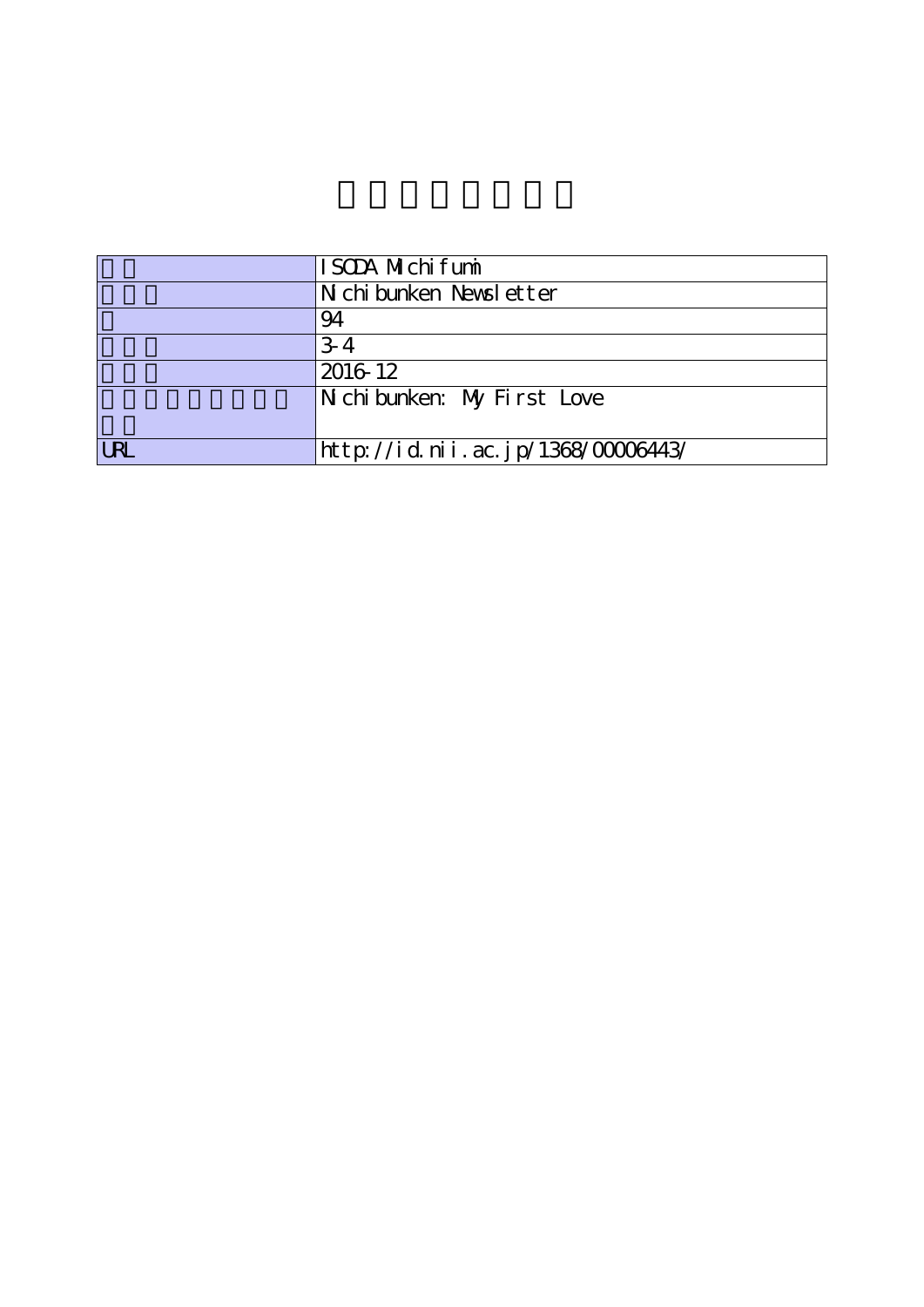| | |
|---|---|
| | ISODA Michifumi |
| | Nichibunken Newsletter |
| | 94 |
| | 3-4 |
| | 2016-12 |
| | Nichibunken: My First Love |
| URL | http://id.nii.ac.jp/1368/00006443/ |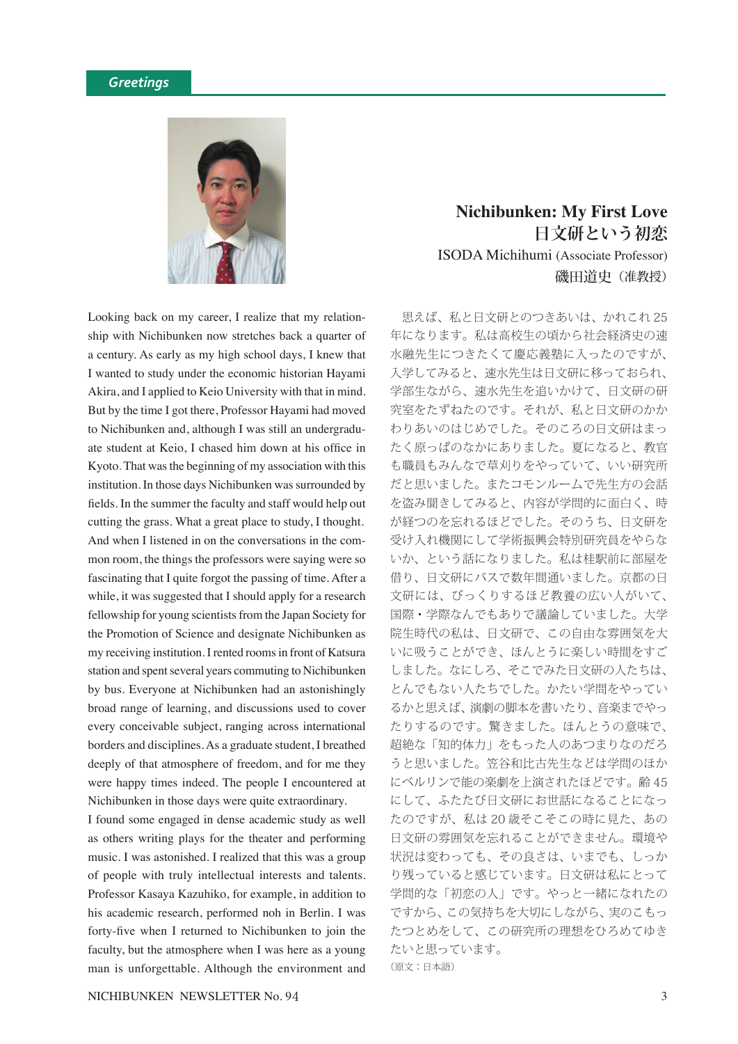## Greetings

# Nichibunken: My First Love
# 日文研という初恋

ISODA Michihumi (Associate Professor)
磯田道史（准教授）

Looking back on my career, I realize that my relationship with Nichibunken now stretches back a quarter of a century. As early as my high school days, I knew that I wanted to study under the economic historian Hayami Akira, and I applied to Keio University with that in mind. But by the time I got there, Professor Hayami had moved to Nichibunken and, although I was still an undergraduate student at Keio, I chased him down at his office in Kyoto. That was the beginning of my association with this institution. In those days Nichibunken was surrounded by fields. In the summer the faculty and staff would help out cutting the grass. What a great place to study, I thought. And when I listened in on the conversations in the common room, the things the professors were saying were so fascinating that I quite forgot the passing of time. After a while, it was suggested that I should apply for a research fellowship for young scientists from the Japan Society for the Promotion of Science and designate Nichibunken as my receiving institution. I rented rooms in front of Katsura station and spent several years commuting to Nichibunken by bus. Everyone at Nichibunken had an astonishingly broad range of learning, and discussions used to cover every conceivable subject, ranging across international borders and disciplines. As a graduate student, I breathed deeply of that atmosphere of freedom, and for me they were happy times indeed. The people I encountered at Nichibunken in those days were quite extraordinary.

I found some engaged in dense academic study as well as others writing plays for the theater and performing music. I was astonished. I realized that this was a group of people with truly intellectual interests and talents. Professor Kasaya Kazuhiko, for example, in addition to his academic research, performed noh in Berlin. I was forty-five when I returned to Nichibunken to join the faculty, but the atmosphere when I was here as a young man is unforgettable. Although the environment and

思えば、私と日文研とのつきあいは、かれこれ25年になります。私は高校生の頃から社会経済史の速水融先生につきたくて慶応義塾に入ったのですが、入学してみると、速水先生は日文研に移っておられ、学部生ながら、速水先生を追いかけて、日文研の研究室をたずねたのです。それが、私と日文研のかかわりあいのはじめでした。そのころの日文研はまったく原っぱのなかにありました。夏になると、教官も職員もみんなで草刈りをやっていて、いい研究所だと思いました。またコモンルームで先生方の会話を盗み聞きしてみると、内容が学問的に面白く、時が経つのを忘れるほどでした。そのうち、日文研を受け入れ機関にして学術振興会特別研究員をやらないか、という話になりました。私は桂駅前に部屋を借り、日文研にバスで数年間通いました。京都の日文研には、びっくりするほど教養の広い人がいて、国際・学際なんでもありで議論していました。大学院生時代の私は、日文研で、この自由な雰囲気を大いに吸うことができ、ほんとうに楽しい時間をすごしました。なにしろ、そこでみた日文研の人たちは、とんでもない人たちでした。かたい学問をやっているかと思えば、演劇の脚本を書いたり、音楽までやったりするのです。驚きました。ほんとうの意味で、超絶な「知的体力」をもった人のあつまりなのだろうと思いました。笠谷和比古先生などは学問のほかにベルリンで能の楽劇を上演されたほどです。齢45にして、ふたたび日文研にお世話になることになったのですが、私は20歳そこそこの時に見た、あの日文研の雰囲気を忘れることができません。環境や状況は変わっても、その良さは、いまでも、しっかり残っていると感じています。日文研は私にとって学問的な「初恋の人」です。やっと一緒になれたのですから、この気持ちを大切にしながら、実のこもったつとめをして、この研究所の理想をひろめてゆきたいと思っています。

（原文：日本語）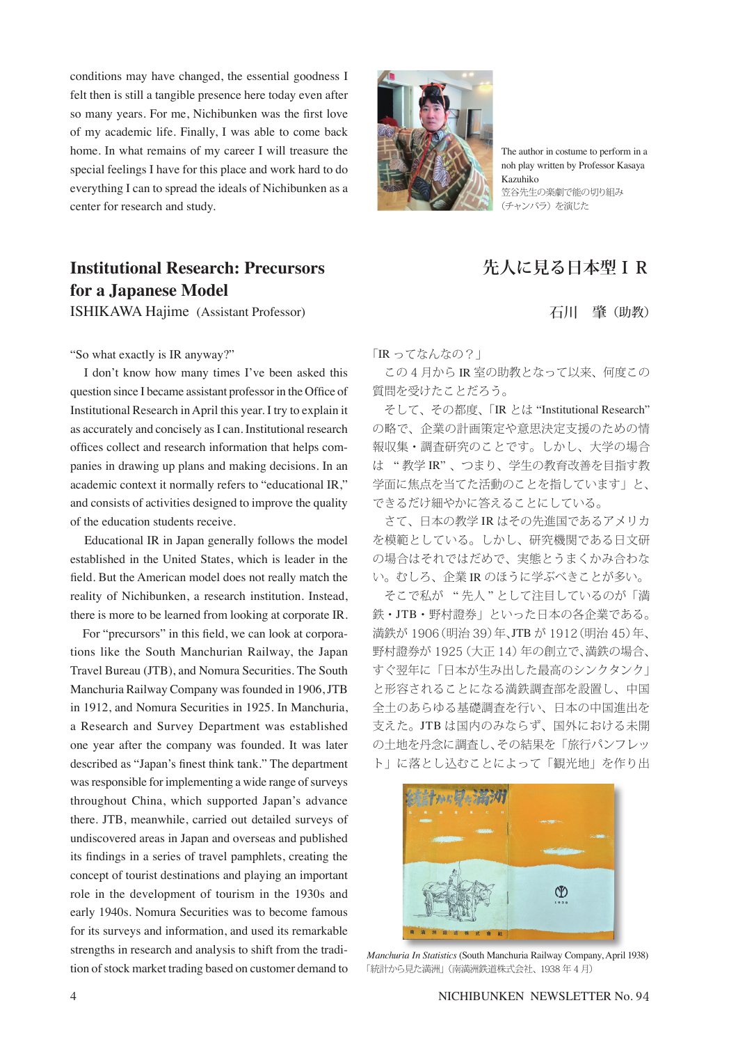conditions may have changed, the essential goodness I felt then is still a tangible presence here today even after so many years. For me, Nichibunken was the first love of my academic life. Finally, I was able to come back home. In what remains of my career I will treasure the special feelings I have for this place and work hard to do everything I can to spread the ideals of Nichibunken as a center for research and study.

The author in costume to perform in a noh play written by Professor Kasaya Kazuhiko
笠谷先生の楽劇で能の切り組み（チャンバラ）を演じた

## Institutional Research: Precursors for a Japanese Model

ISHIKAWA Hajime (Assistant Professor)

"So what exactly is IR anyway?"

I don't know how many times I've been asked this question since I became assistant professor in the Office of Institutional Research in April this year. I try to explain it as accurately and concisely as I can. Institutional research offices collect and research information that helps companies in drawing up plans and making decisions. In an academic context it normally refers to "educational IR," and consists of activities designed to improve the quality of the education students receive.

Educational IR in Japan generally follows the model established in the United States, which is leader in the field. But the American model does not really match the reality of Nichibunken, a research institution. Instead, there is more to be learned from looking at corporate IR.

For "precursors" in this field, we can look at corporations like the South Manchurian Railway, the Japan Travel Bureau (JTB), and Nomura Securities. The South Manchuria Railway Company was founded in 1906, JTB in 1912, and Nomura Securities in 1925. In Manchuria, a Research and Survey Department was established one year after the company was founded. It was later described as "Japan's finest think tank." The department was responsible for implementing a wide range of surveys throughout China, which supported Japan's advance there. JTB, meanwhile, carried out detailed surveys of undiscovered areas in Japan and overseas and published its findings in a series of travel pamphlets, creating the concept of tourist destinations and playing an important role in the development of tourism in the 1930s and early 1940s. Nomura Securities was to become famous for its surveys and information, and used its remarkable strengths in research and analysis to shift from the tradition of stock market trading based on customer demand to

## 先人に見る日本型ＩＲ

石川　肇（助教）

「IR ってなんなの？」

この 4 月から IR 室の助教となって以来、何度この質問を受けたことだろう。

そして、その都度、「IR とは "Institutional Research" の略で、企業の計画策定や意思決定支援のための情報収集・調査研究のことです。しかし、大学の場合は "教学 IR"、つまり、学生の教育改善を目指す教学面に焦点を当てた活動のことを指しています」と、できるだけ細やかに答えることにしている。

さて、日本の教学 IR はその先進国であるアメリカを模範としている。しかし、研究機関である日文研の場合はそれではだめで、実態とうまくかみ合わない。むしろ、企業 IR のほうに学ぶべきことが多い。

そこで私が "先人" として注目しているのが「満鉄・JTB・野村證券」といった日本の各企業である。満鉄が 1906（明治 39）年、JTB が 1912（明治 45）年、野村證券が 1925（大正 14）年の創立で、満鉄の場合、すぐ翌年に「日本が生み出した最高のシンクタンク」と形容されることになる満鉄調査部を設置し、中国全土のあらゆる基礎調査を行い、日本の中国進出を支えた。JTB は国内のみならず、国外における未開の土地を丹念に調査し、その結果を「旅行パンフレット」に落とし込むことによって「観光地」を作り出

*Manchuria In Statistics* (South Manchuria Railway Company, April 1938)
「統計から見た満洲」（南満洲鉄道株式会社、1938 年 4 月）